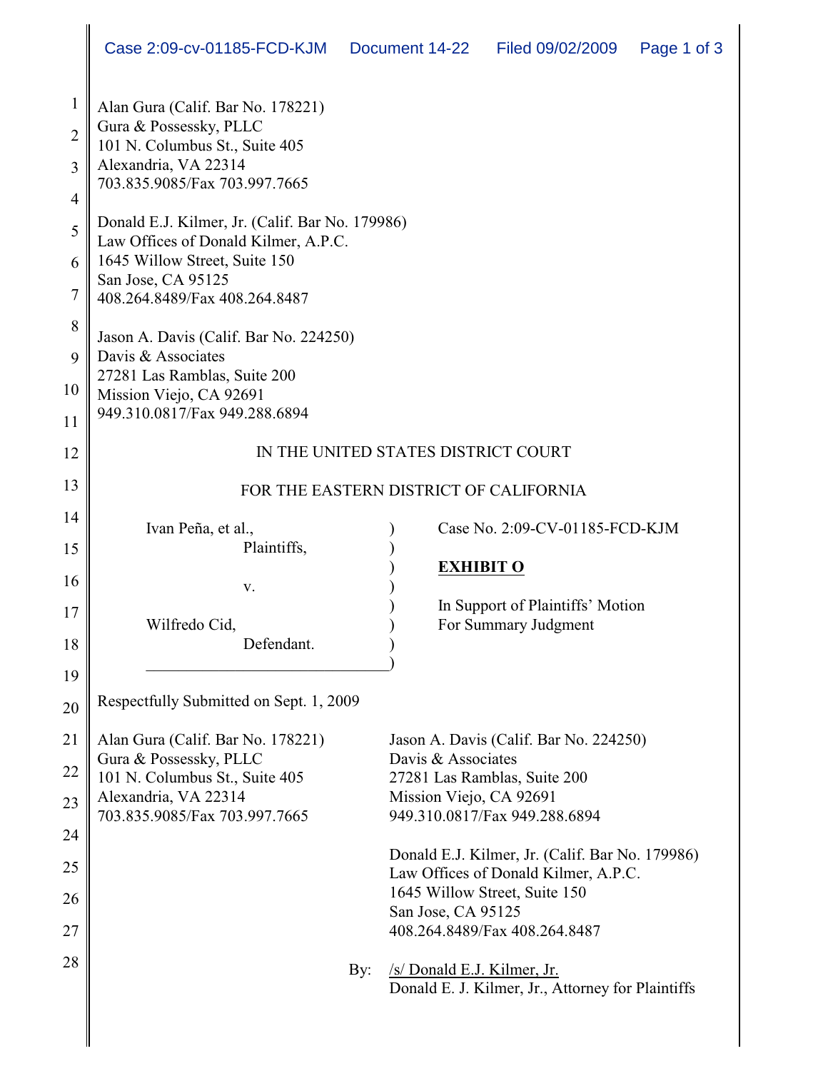Alan Gura (Calif. Bar No. 178221)
Gura & Possessky, PLLC
101 N. Columbus St., Suite 405
Alexandria, VA 22314
703.835.9085/Fax 703.997.7665

Donald E.J. Kilmer, Jr. (Calif. Bar No. 179986)
Law Offices of Donald Kilmer, A.P.C.
1645 Willow Street, Suite 150
San Jose, CA 95125
408.264.8489/Fax 408.264.8487

Jason A. Davis (Calif. Bar No. 224250)
Davis & Associates
27281 Las Ramblas, Suite 200
Mission Viejo, CA 92691
949.310.0817/Fax 949.288.6894

IN THE UNITED STATES DISTRICT COURT

FOR THE EASTERN DISTRICT OF CALIFORNIA

Ivan Peña, et al.,
Plaintiffs,

v.

Wilfredo Cid,
Defendant.

Case No. 2:09-CV-01185-FCD-KJM

**EXHIBIT O**

In Support of Plaintiffs' Motion For Summary Judgment

Respectfully Submitted on Sept. 1, 2009

Alan Gura (Calif. Bar No. 178221)
Gura & Possessky, PLLC
101 N. Columbus St., Suite 405
Alexandria, VA 22314
703.835.9085/Fax 703.997.7665

Jason A. Davis (Calif. Bar No. 224250)
Davis & Associates
27281 Las Ramblas, Suite 200
Mission Viejo, CA 92691
949.310.0817/Fax 949.288.6894

Donald E.J. Kilmer, Jr. (Calif. Bar No. 179986)
Law Offices of Donald Kilmer, A.P.C.
1645 Willow Street, Suite 150
San Jose, CA 95125
408.264.8489/Fax 408.264.8487

By: /s/ Donald E.J. Kilmer, Jr.
Donald E. J. Kilmer, Jr., Attorney for Plaintiffs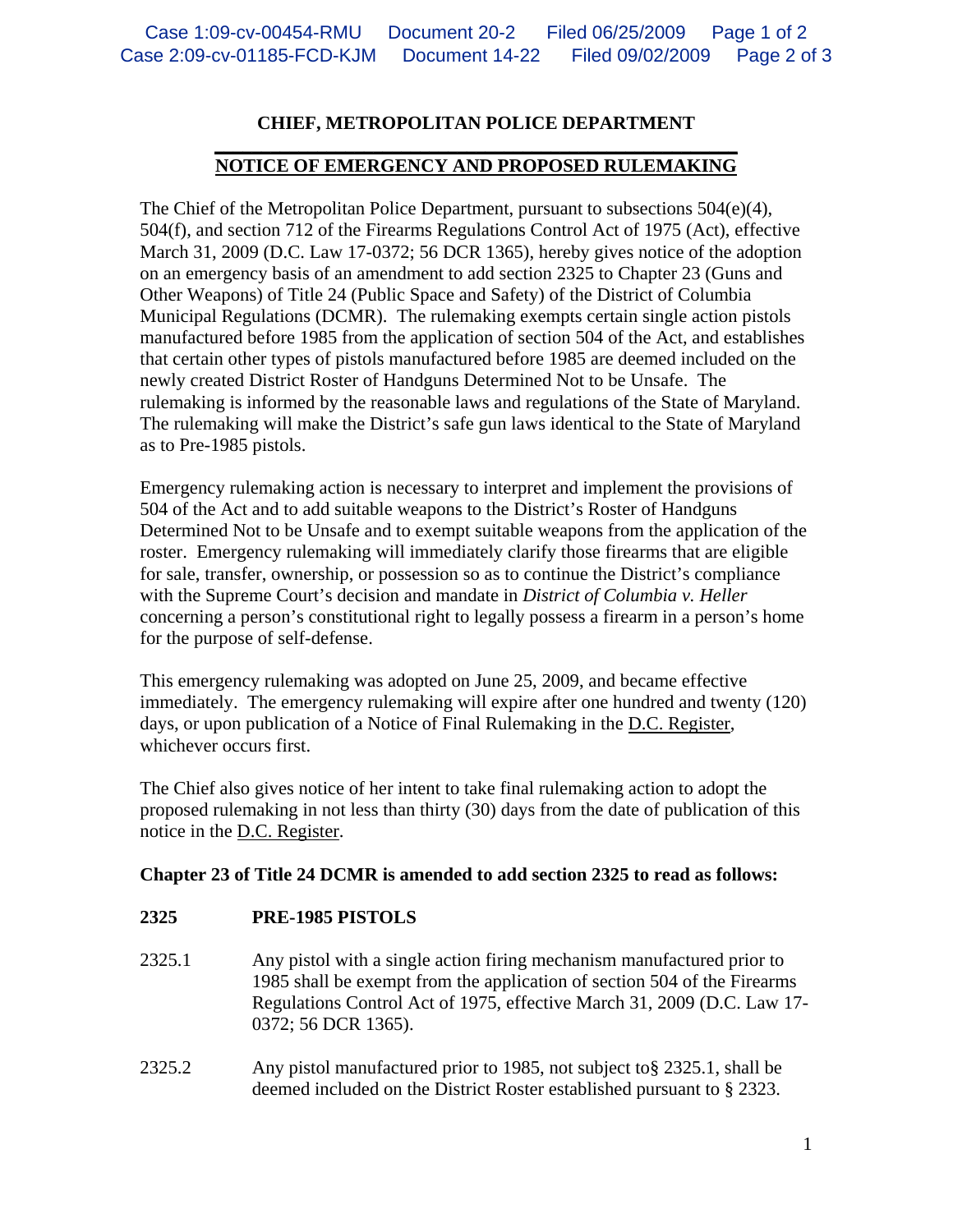**CHIEF, METROPOLITAN POLICE DEPARTMENT**

**NOTICE OF EMERGENCY AND PROPOSED RULEMAKING**

The Chief of the Metropolitan Police Department, pursuant to subsections 504(e)(4), 504(f), and section 712 of the Firearms Regulations Control Act of 1975 (Act), effective March 31, 2009 (D.C. Law 17-0372; 56 DCR 1365), hereby gives notice of the adoption on an emergency basis of an amendment to add section 2325 to Chapter 23 (Guns and Other Weapons) of Title 24 (Public Space and Safety) of the District of Columbia Municipal Regulations (DCMR). The rulemaking exempts certain single action pistols manufactured before 1985 from the application of section 504 of the Act, and establishes that certain other types of pistols manufactured before 1985 are deemed included on the newly created District Roster of Handguns Determined Not to be Unsafe. The rulemaking is informed by the reasonable laws and regulations of the State of Maryland. The rulemaking will make the District's safe gun laws identical to the State of Maryland as to Pre-1985 pistols.

Emergency rulemaking action is necessary to interpret and implement the provisions of 504 of the Act and to add suitable weapons to the District's Roster of Handguns Determined Not to be Unsafe and to exempt suitable weapons from the application of the roster. Emergency rulemaking will immediately clarify those firearms that are eligible for sale, transfer, ownership, or possession so as to continue the District's compliance with the Supreme Court's decision and mandate in *District of Columbia v. Heller* concerning a person's constitutional right to legally possess a firearm in a person's home for the purpose of self-defense.

This emergency rulemaking was adopted on June 25, 2009, and became effective immediately. The emergency rulemaking will expire after one hundred and twenty (120) days, or upon publication of a Notice of Final Rulemaking in the D.C. Register, whichever occurs first.

The Chief also gives notice of her intent to take final rulemaking action to adopt the proposed rulemaking in not less than thirty (30) days from the date of publication of this notice in the D.C. Register.

**Chapter 23 of Title 24 DCMR is amended to add section 2325 to read as follows:**

**2325 PRE-1985 PISTOLS**

2325.1 Any pistol with a single action firing mechanism manufactured prior to 1985 shall be exempt from the application of section 504 of the Firearms Regulations Control Act of 1975, effective March 31, 2009 (D.C. Law 17-0372; 56 DCR 1365).

2325.2 Any pistol manufactured prior to 1985, not subject to§ 2325.1, shall be deemed included on the District Roster established pursuant to § 2323.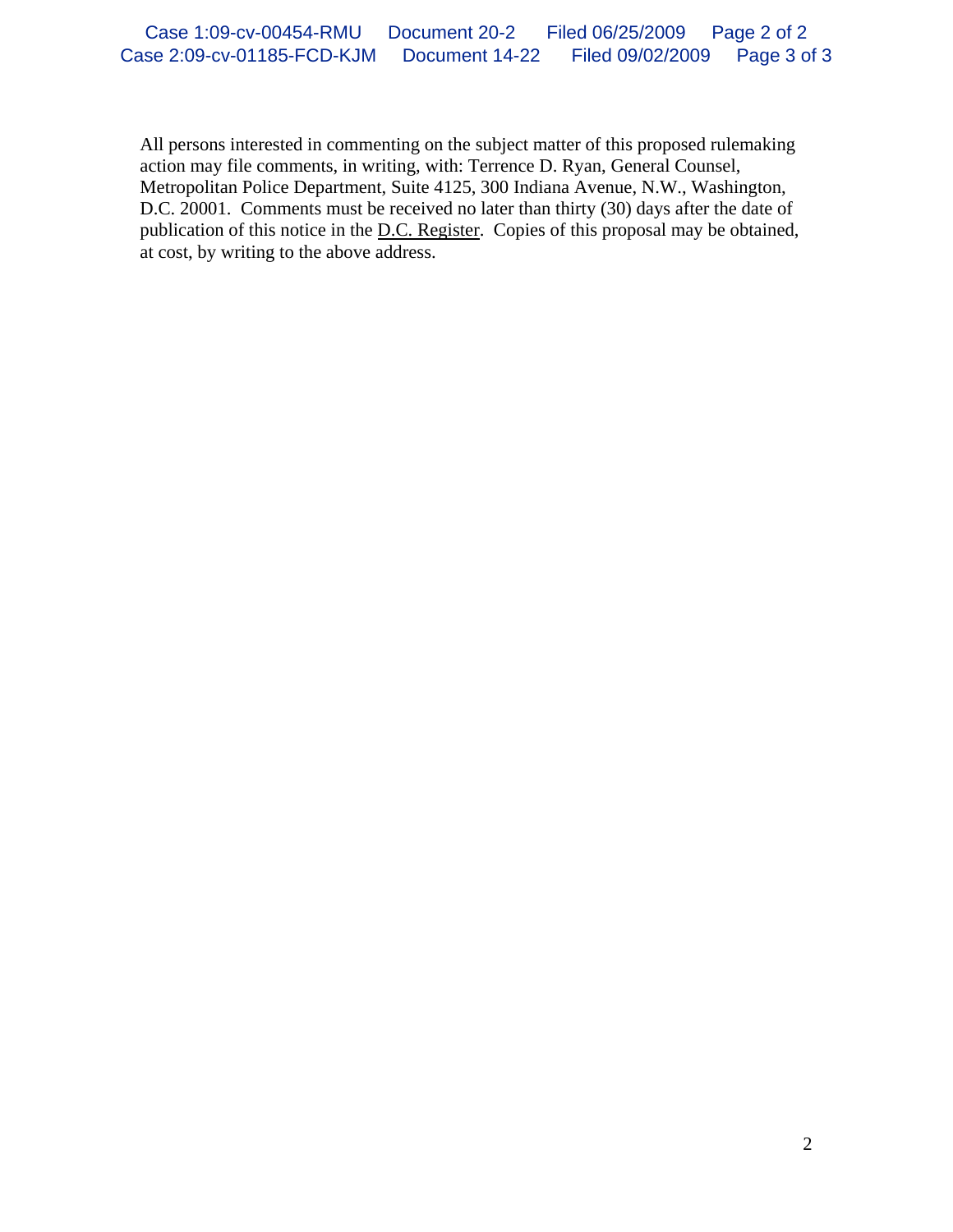All persons interested in commenting on the subject matter of this proposed rulemaking action may file comments, in writing, with: Terrence D. Ryan, General Counsel, Metropolitan Police Department, Suite 4125, 300 Indiana Avenue, N.W., Washington, D.C. 20001. Comments must be received no later than thirty (30) days after the date of publication of this notice in the D.C. Register. Copies of this proposal may be obtained, at cost, by writing to the above address.